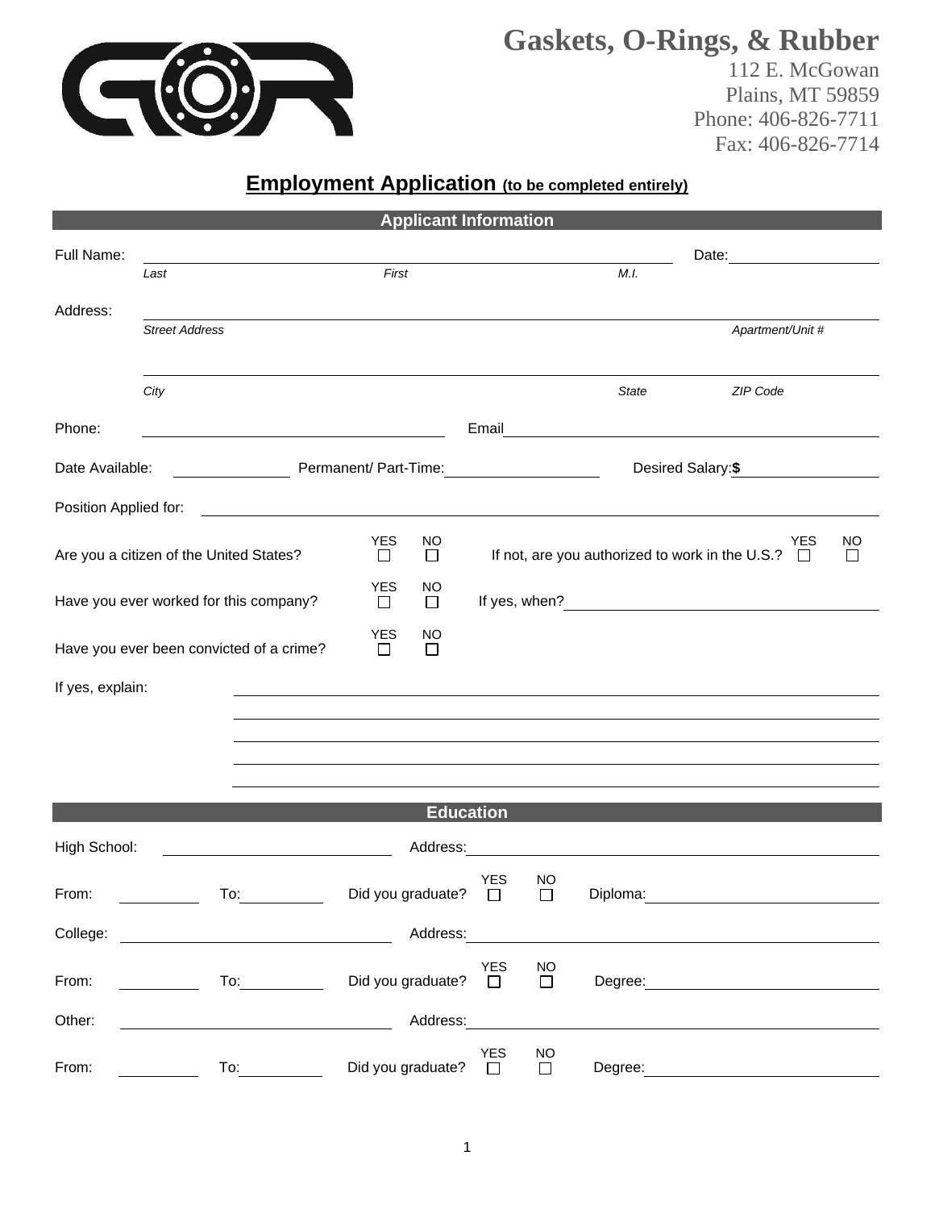# Gaskets, O-Rings, & Rubber

112 E. McGowan
Plains, MT 59859
Phone: 406-826-7711
Fax: 406-826-7714

## Employment Application (to be completed entirely)

### Applicant Information

Full Name: ______________________________________________ Date: ______________
*Last* *First* *M.I.*

Address: ______________________________________________
*Street Address* *Apartment/Unit #*

______________________________________________
*City* *State* *ZIP Code*

Phone: ______________________ Email ______________________

Date Available: __________ Permanent/ Part-Time: __________ Desired Salary: **$** __________

Position Applied for: ______________________________________________

Are you a citizen of the United States? YES ☐ NO ☐ If not, are you authorized to work in the U.S.? YES ☐ NO ☐

Have you ever worked for this company? YES ☐ NO ☐ If yes, when? ______________________

Have you ever been convicted of a crime? YES ☐ NO ☐

If yes, explain: ______________________________________________

______________________________________________

______________________________________________

______________________________________________

______________________________________________

### Education

High School: ______________________ Address: ______________________

From: __________ To: __________ Did you graduate? YES ☐ NO ☐ Diploma: ______________

College: ______________________ Address: ______________________

From: __________ To: __________ Did you graduate? YES ☐ NO ☐ Degree: ______________

Other: ______________________ Address: ______________________

From: __________ To: __________ Did you graduate? YES ☐ NO ☐ Degree: ______________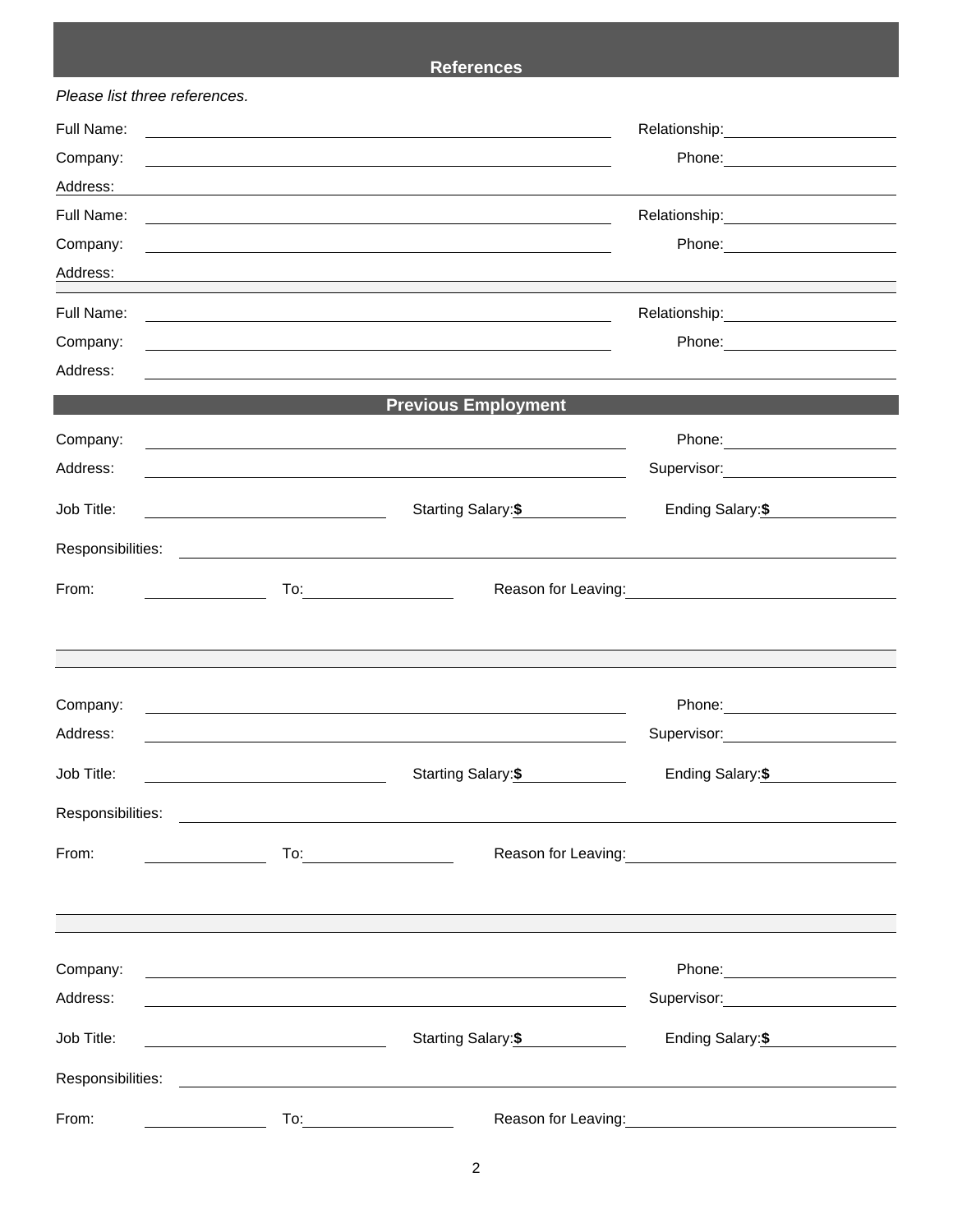## References

*Please list three references.*

Full Name: ______________________________ Relationship: ______________

Company: ______________________________ Phone: ______________

Address: ______________________________________________________________

Full Name: ______________________________ Relationship: ______________

Company: ______________________________ Phone: ______________

Address: ______________________________________________________________

Full Name: ______________________________ Relationship: ______________

Company: ______________________________ Phone: ______________

Address: ______________________________________________________________

## Previous Employment

Company: ______________________________ Phone: ______________

Address: ______________________________ Supervisor: ______________

Job Title: ______________ Starting Salary: **$** ______________ Ending Salary: **$** ______________

Responsibilities: ______________________________________________________________

From: ______________ To: ______________ Reason for Leaving: ______________________________

Company: ______________________________ Phone: ______________

Address: ______________________________ Supervisor: ______________

Job Title: ______________ Starting Salary: **$** ______________ Ending Salary: **$** ______________

Responsibilities: ______________________________________________________________

From: ______________ To: ______________ Reason for Leaving: ______________________________

Company: ______________________________ Phone: ______________

Address: ______________________________ Supervisor: ______________

Job Title: ______________ Starting Salary: **$** ______________ Ending Salary: **$** ______________

Responsibilities: ______________________________________________________________

From: ______________ To: ______________ Reason for Leaving: ______________________________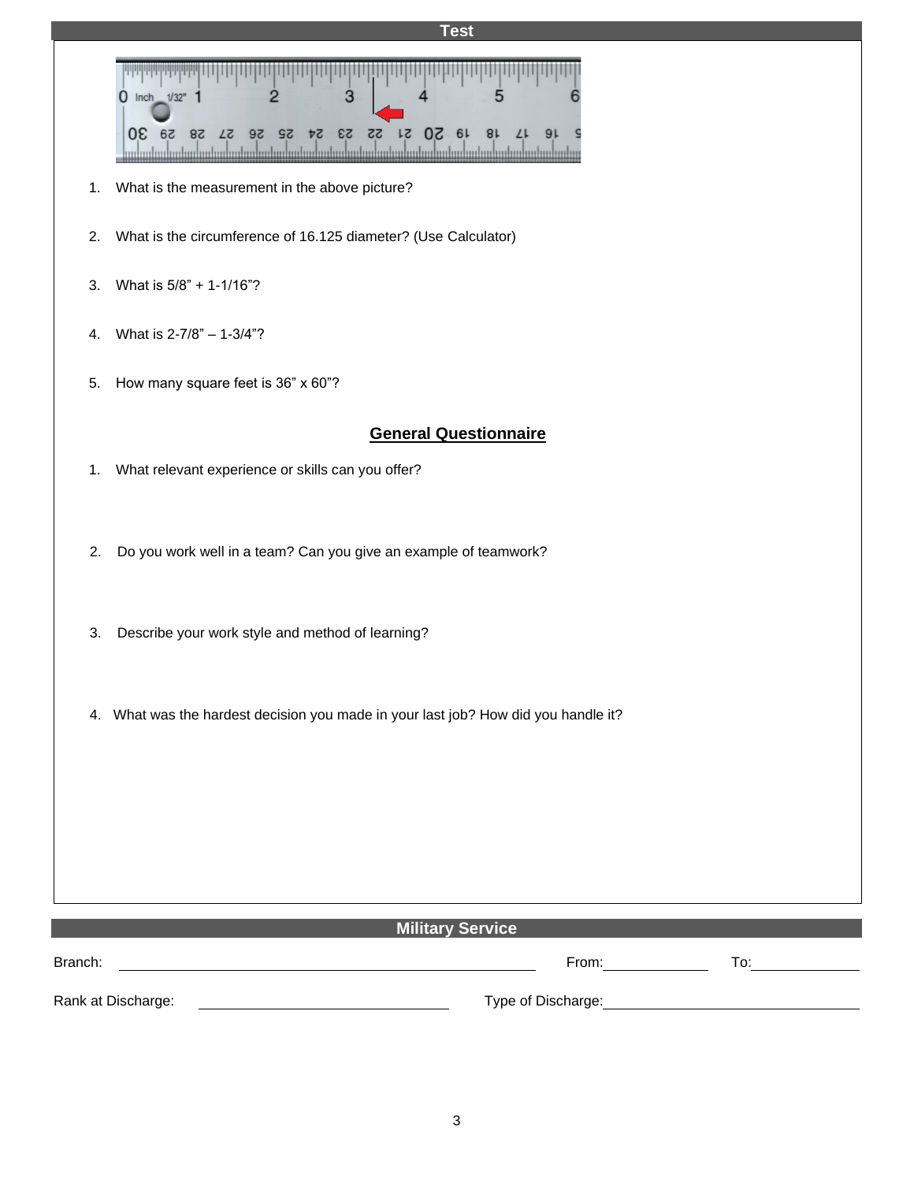## Test

1. What is the measurement in the above picture?
2. What is the circumference of 16.125 diameter? (Use Calculator)
3. What is 5/8" + 1-1/16"?
4. What is 2-7/8" – 1-3/4"?
5. How many square feet is 36" x 60"?

## General Questionnaire

1. What relevant experience or skills can you offer?
2. Do you work well in a team? Can you give an example of teamwork?
3. Describe your work style and method of learning?
4. What was the hardest decision you made in your last job? How did you handle it?

## Military Service

Branch: ____________________ From: __________ To: __________

Rank at Discharge: ____________________ Type of Discharge: ____________________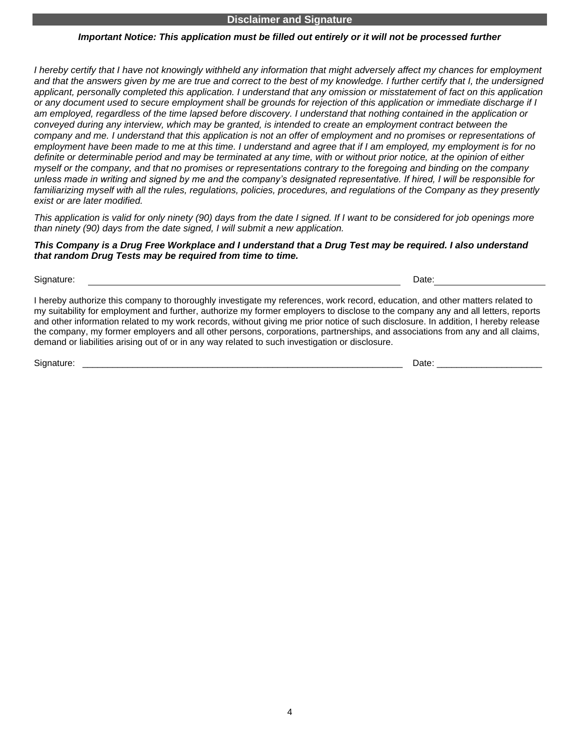## Disclaimer and Signature

***Important Notice: This application must be filled out entirely or it will not be processed further***

*I hereby certify that I have not knowingly withheld any information that might adversely affect my chances for employment and that the answers given by me are true and correct to the best of my knowledge. I further certify that I, the undersigned applicant, personally completed this application. I understand that any omission or misstatement of fact on this application or any document used to secure employment shall be grounds for rejection of this application or immediate discharge if I am employed, regardless of the time lapsed before discovery. I understand that nothing contained in the application or conveyed during any interview, which may be granted, is intended to create an employment contract between the company and me. I understand that this application is not an offer of employment and no promises or representations of employment have been made to me at this time. I understand and agree that if I am employed, my employment is for no definite or determinable period and may be terminated at any time, with or without prior notice, at the opinion of either myself or the company, and that no promises or representations contrary to the foregoing and binding on the company unless made in writing and signed by me and the company's designated representative. If hired, I will be responsible for familiarizing myself with all the rules, regulations, policies, procedures, and regulations of the Company as they presently exist or are later modified.*

*This application is valid for only ninety (90) days from the date I signed. If I want to be considered for job openings more than ninety (90) days from the date signed, I will submit a new application.*

***This Company is a Drug Free Workplace and I understand that a Drug Test may be required. I also understand that random Drug Tests may be required from time to time.***

Signature: ____________________________________________ Date: ____________________

I hereby authorize this company to thoroughly investigate my references, work record, education, and other matters related to my suitability for employment and further, authorize my former employers to disclose to the company any and all letters, reports and other information related to my work records, without giving me prior notice of such disclosure. In addition, I hereby release the company, my former employers and all other persons, corporations, partnerships, and associations from any and all claims, demand or liabilities arising out of or in any way related to such investigation or disclosure.

Signature: ____________________________________________ Date: ____________________